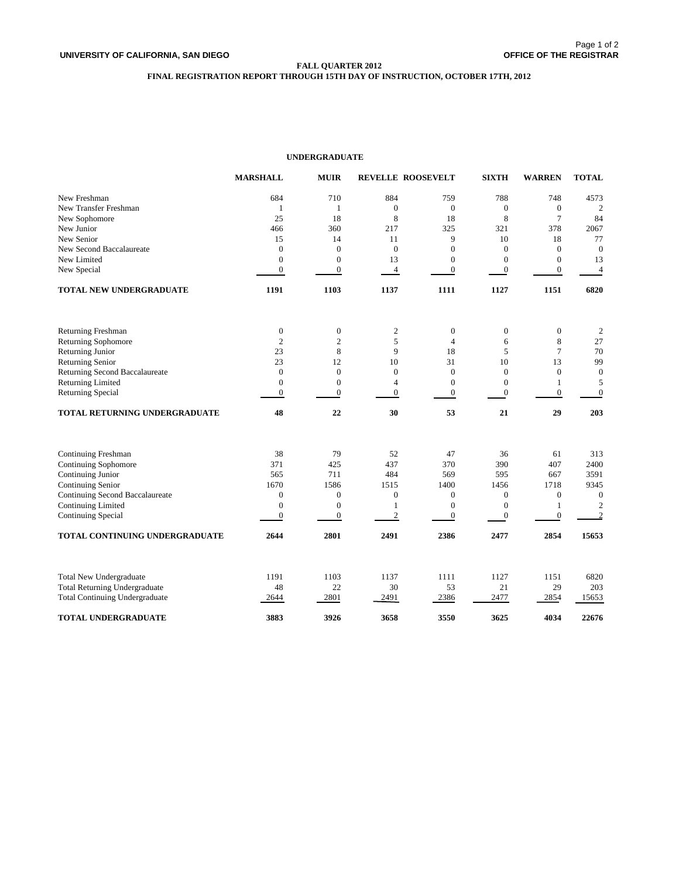**UNIVERSITY OF CALIFORNIA, SAN DIEGO** **OFFICE OF THE REGISTRAR**

**FALL QUARTER 2012**
**FINAL REGISTRATION REPORT THROUGH 15TH DAY OF INSTRUCTION, OCTOBER 17TH, 2012**

## UNDERGRADUATE

| | MARSHALL | MUIR | REVELLE | ROOSEVELT | SIXTH | WARREN | TOTAL |
|---|---|---|---|---|---|---|---|
| New Freshman | 684 | 710 | 884 | 759 | 788 | 748 | 4573 |
| New Transfer Freshman | 1 | 1 | 0 | 0 | 0 | 0 | 2 |
| New Sophomore | 25 | 18 | 8 | 18 | 8 | 7 | 84 |
| New Junior | 466 | 360 | 217 | 325 | 321 | 378 | 2067 |
| New Senior | 15 | 14 | 11 | 9 | 10 | 18 | 77 |
| New Second Baccalaureate | 0 | 0 | 0 | 0 | 0 | 0 | 0 |
| New Limited | 0 | 0 | 13 | 0 | 0 | 0 | 13 |
| New Special | 0 | 0 | 4 | 0 | 0 | 0 | 4 |
| **TOTAL NEW UNDERGRADUATE** | **1191** | **1103** | **1137** | **1111** | **1127** | **1151** | **6820** |
| Returning Freshman | 0 | 0 | 2 | 0 | 0 | 0 | 2 |
| Returning Sophomore | 2 | 2 | 5 | 4 | 6 | 8 | 27 |
| Returning Junior | 23 | 8 | 9 | 18 | 5 | 7 | 70 |
| Returning Senior | 23 | 12 | 10 | 31 | 10 | 13 | 99 |
| Returning Second Baccalaureate | 0 | 0 | 0 | 0 | 0 | 0 | 0 |
| Returning Limited | 0 | 0 | 4 | 0 | 0 | 1 | 5 |
| Returning Special | 0 | 0 | 0 | 0 | 0 | 0 | 0 |
| **TOTAL RETURNING UNDERGRADUATE** | **48** | **22** | **30** | **53** | **21** | **29** | **203** |
| Continuing Freshman | 38 | 79 | 52 | 47 | 36 | 61 | 313 |
| Continuing Sophomore | 371 | 425 | 437 | 370 | 390 | 407 | 2400 |
| Continuing Junior | 565 | 711 | 484 | 569 | 595 | 667 | 3591 |
| Continuing Senior | 1670 | 1586 | 1515 | 1400 | 1456 | 1718 | 9345 |
| Continuing Second Baccalaureate | 0 | 0 | 0 | 0 | 0 | 0 | 0 |
| Continuing Limited | 0 | 0 | 1 | 0 | 0 | 1 | 2 |
| Continuing Special | 0 | 0 | 2 | 0 | 0 | 0 | 2 |
| **TOTAL CONTINUING UNDERGRADUATE** | **2644** | **2801** | **2491** | **2386** | **2477** | **2854** | **15653** |
| Total New Undergraduate | 1191 | 1103 | 1137 | 1111 | 1127 | 1151 | 6820 |
| Total Returning Undergraduate | 48 | 22 | 30 | 53 | 21 | 29 | 203 |
| Total Continuing Undergraduate | 2644 | 2801 | 2491 | 2386 | 2477 | 2854 | 15653 |
| **TOTAL UNDERGRADUATE** | **3883** | **3926** | **3658** | **3550** | **3625** | **4034** | **22676** |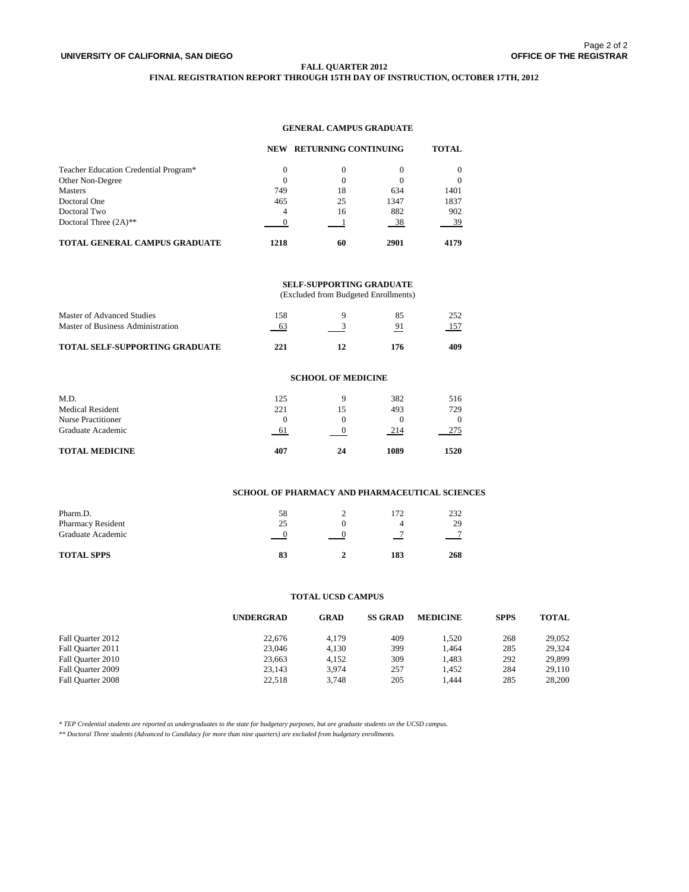UNIVERSITY OF CALIFORNIA, SAN DIEGO

OFFICE OF THE REGISTRAR

**FALL QUARTER 2012**

**FINAL REGISTRATION REPORT THROUGH 15TH DAY OF INSTRUCTION, OCTOBER 17TH, 2012**

### GENERAL CAMPUS GRADUATE

| | NEW | RETURNING | CONTINUING | TOTAL |
|---|---|---|---|---|
| Teacher Education Credential Program* | 0 | 0 | 0 | 0 |
| Other Non-Degree | 0 | 0 | 0 | 0 |
| Masters | 749 | 18 | 634 | 1401 |
| Doctoral One | 465 | 25 | 1347 | 1837 |
| Doctoral Two | 4 | 16 | 882 | 902 |
| Doctoral Three (2A)** | 0 | 1 | 38 | 39 |
| **TOTAL GENERAL CAMPUS GRADUATE** | **1218** | **60** | **2901** | **4179** |

### SELF-SUPPORTING GRADUATE

(Excluded from Budgeted Enrollments)

| | NEW | RETURNING | CONTINUING | TOTAL |
|---|---|---|---|---|
| Master of Advanced Studies | 158 | 9 | 85 | 252 |
| Master of Business Administration | 63 | 3 | 91 | 157 |
| **TOTAL SELF-SUPPORTING GRADUATE** | **221** | **12** | **176** | **409** |

### SCHOOL OF MEDICINE

| | NEW | RETURNING | CONTINUING | TOTAL |
|---|---|---|---|---|
| M.D. | 125 | 9 | 382 | 516 |
| Medical Resident | 221 | 15 | 493 | 729 |
| Nurse Practitioner | 0 | 0 | 0 | 0 |
| Graduate Academic | 61 | 0 | 214 | 275 |
| **TOTAL MEDICINE** | **407** | **24** | **1089** | **1520** |

### SCHOOL OF PHARMACY AND PHARMACEUTICAL SCIENCES

| | NEW | RETURNING | CONTINUING | TOTAL |
|---|---|---|---|---|
| Pharm.D. | 58 | 2 | 172 | 232 |
| Pharmacy Resident | 25 | 0 | 4 | 29 |
| Graduate Academic | 0 | 0 | 7 | 7 |
| **TOTAL SPPS** | **83** | **2** | **183** | **268** |

### TOTAL UCSD CAMPUS

| | UNDERGRAD | GRAD | SS GRAD | MEDICINE | SPPS | TOTAL |
|---|---|---|---|---|---|---|
| Fall Quarter 2012 | 22,676 | 4,179 | 409 | 1,520 | 268 | 29,052 |
| Fall Quarter 2011 | 23,046 | 4,130 | 399 | 1,464 | 285 | 29,324 |
| Fall Quarter 2010 | 23,663 | 4,152 | 309 | 1,483 | 292 | 29,899 |
| Fall Quarter 2009 | 23,143 | 3,974 | 257 | 1,452 | 284 | 29,110 |
| Fall Quarter 2008 | 22,518 | 3,748 | 205 | 1,444 | 285 | 28,200 |

*\* TEP Credential students are reported as undergraduates to the state for budgetary purposes, but are graduate students on the UCSD campus.*

*\*\* Doctoral Three students (Advanced to Candidacy for more than nine quarters) are excluded from budgetary enrollments.*